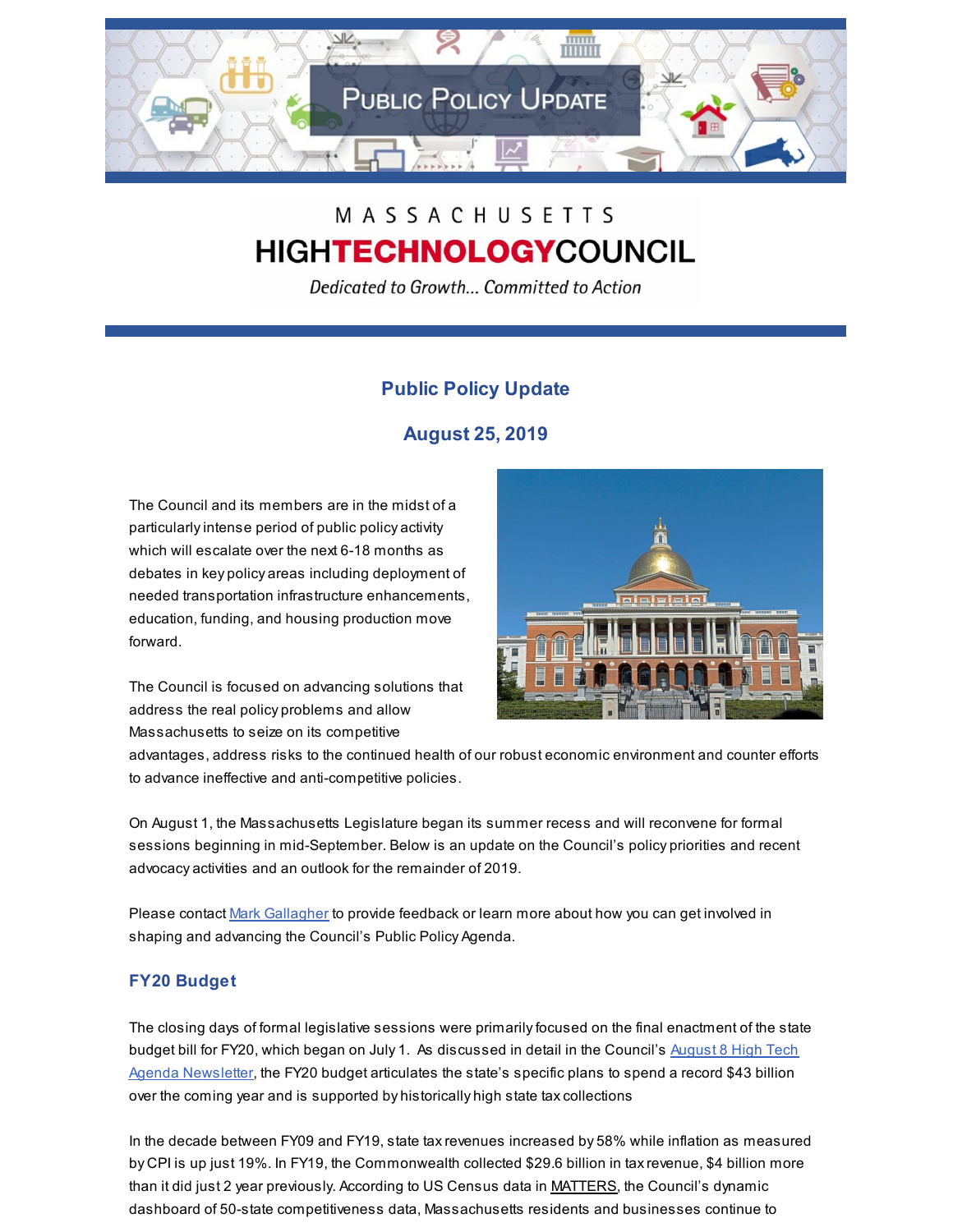MASSACHUSETTS
HIGHTECHNOLOGYCOUNCIL
*Dedicated to Growth... Committed to Action*

## Public Policy Update

## August 25, 2019

The Council and its members are in the midst of a particularly intense period of public policy activity which will escalate over the next 6-18 months as debates in key policy areas including deployment of needed transportation infrastructure enhancements, education, funding, and housing production move forward.

The Council is focused on advancing solutions that address the real policy problems and allow Massachusetts to seize on its competitive advantages, address risks to the continued health of our robust economic environment and counter efforts to advance ineffective and anti-competitive policies.

On August 1, the Massachusetts Legislature began its summer recess and will reconvene for formal sessions beginning in mid-September. Below is an update on the Council's policy priorities and recent advocacy activities and an outlook for the remainder of 2019.

Please contact Mark Gallagher to provide feedback or learn more about how you can get involved in shaping and advancing the Council's Public Policy Agenda.

### FY20 Budget

The closing days of formal legislative sessions were primarily focused on the final enactment of the state budget bill for FY20, which began on July 1. As discussed in detail in the Council's August 8 High Tech Agenda Newsletter, the FY20 budget articulates the state's specific plans to spend a record $43 billion over the coming year and is supported by historically high state tax collections

In the decade between FY09 and FY19, state tax revenues increased by 58% while inflation as measured by CPI is up just 19%. In FY19, the Commonwealth collected $29.6 billion in tax revenue, $4 billion more than it did just 2 year previously. According to US Census data in MATTERS, the Council's dynamic dashboard of 50-state competitiveness data, Massachusetts residents and businesses continue to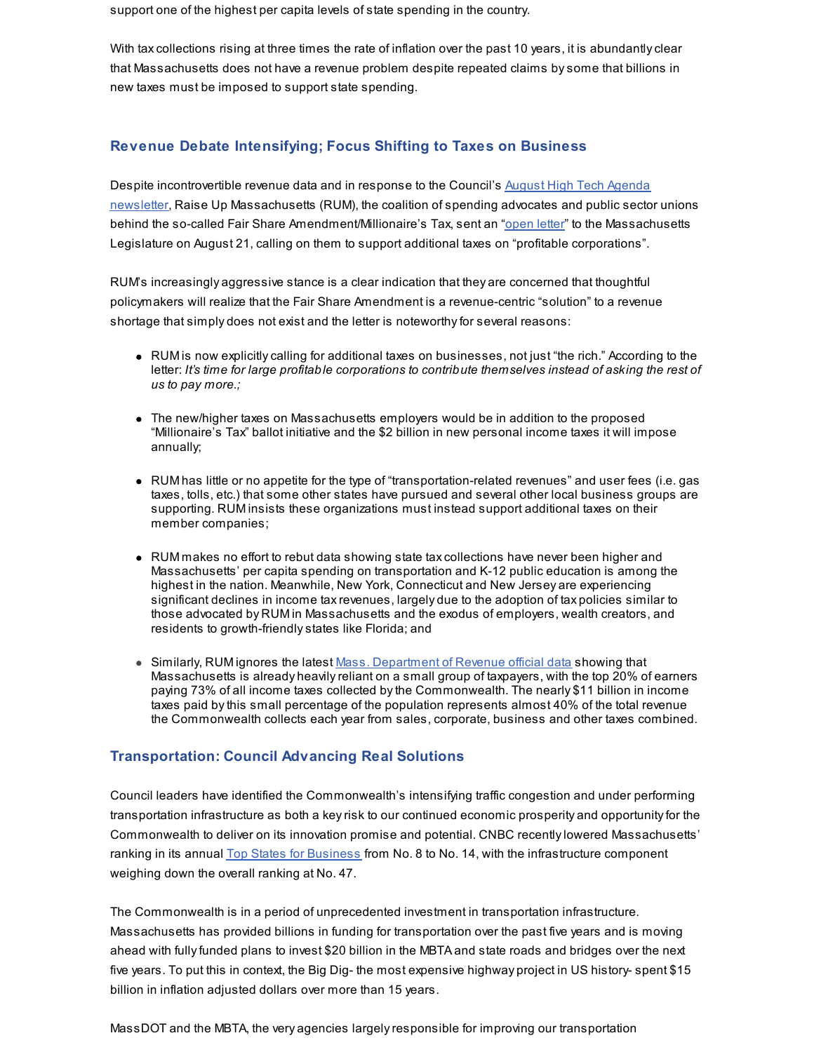support one of the highest per capita levels of state spending in the country.

With tax collections rising at three times the rate of inflation over the past 10 years, it is abundantly clear that Massachusetts does not have a revenue problem despite repeated claims by some that billions in new taxes must be imposed to support state spending.

## Revenue Debate Intensifying; Focus Shifting to Taxes on Business

Despite incontrovertible revenue data and in response to the Council's [August High Tech Agenda newsletter](), Raise Up Massachusetts (RUM), the coalition of spending advocates and public sector unions behind the so-called Fair Share Amendment/Millionaire's Tax, sent an "[open letter]()" to the Massachusetts Legislature on August 21, calling on them to support additional taxes on "profitable corporations".

RUM's increasingly aggressive stance is a clear indication that they are concerned that thoughtful policymakers will realize that the Fair Share Amendment is a revenue-centric "solution" to a revenue shortage that simply does not exist and the letter is noteworthy for several reasons:

- RUM is now explicitly calling for additional taxes on businesses, not just "the rich." According to the letter: *It's time for large profitable corporations to contribute themselves instead of asking the rest of us to pay more.;*

- The new/higher taxes on Massachusetts employers would be in addition to the proposed "Millionaire's Tax" ballot initiative and the $2 billion in new personal income taxes it will impose annually;

- RUM has little or no appetite for the type of "transportation-related revenues" and user fees (i.e. gas taxes, tolls, etc.) that some other states have pursued and several other local business groups are supporting. RUM insists these organizations must instead support additional taxes on their member companies;

- RUM makes no effort to rebut data showing state tax collections have never been higher and Massachusetts' per capita spending on transportation and K-12 public education is among the highest in the nation. Meanwhile, New York, Connecticut and New Jersey are experiencing significant declines in income tax revenues, largely due to the adoption of tax policies similar to those advocated by RUM in Massachusetts and the exodus of employers, wealth creators, and residents to growth-friendly states like Florida; and

- Similarly, RUM ignores the latest [Mass. Department of Revenue official data]() showing that Massachusetts is already heavily reliant on a small group of taxpayers, with the top 20% of earners paying 73% of all income taxes collected by the Commonwealth. The nearly $11 billion in income taxes paid by this small percentage of the population represents almost 40% of the total revenue the Commonwealth collects each year from sales, corporate, business and other taxes combined.

## Transportation: Council Advancing Real Solutions

Council leaders have identified the Commonwealth's intensifying traffic congestion and under performing transportation infrastructure as both a key risk to our continued economic prosperity and opportunity for the Commonwealth to deliver on its innovation promise and potential. CNBC recently lowered Massachusetts' ranking in its annual [Top States for Business]() from No. 8 to No. 14, with the infrastructure component weighing down the overall ranking at No. 47.

The Commonwealth is in a period of unprecedented investment in transportation infrastructure. Massachusetts has provided billions in funding for transportation over the past five years and is moving ahead with fully funded plans to invest $20 billion in the MBTA and state roads and bridges over the next five years. To put this in context, the Big Dig- the most expensive highway project in US history- spent $15 billion in inflation adjusted dollars over more than 15 years.

MassDOT and the MBTA, the very agencies largely responsible for improving our transportation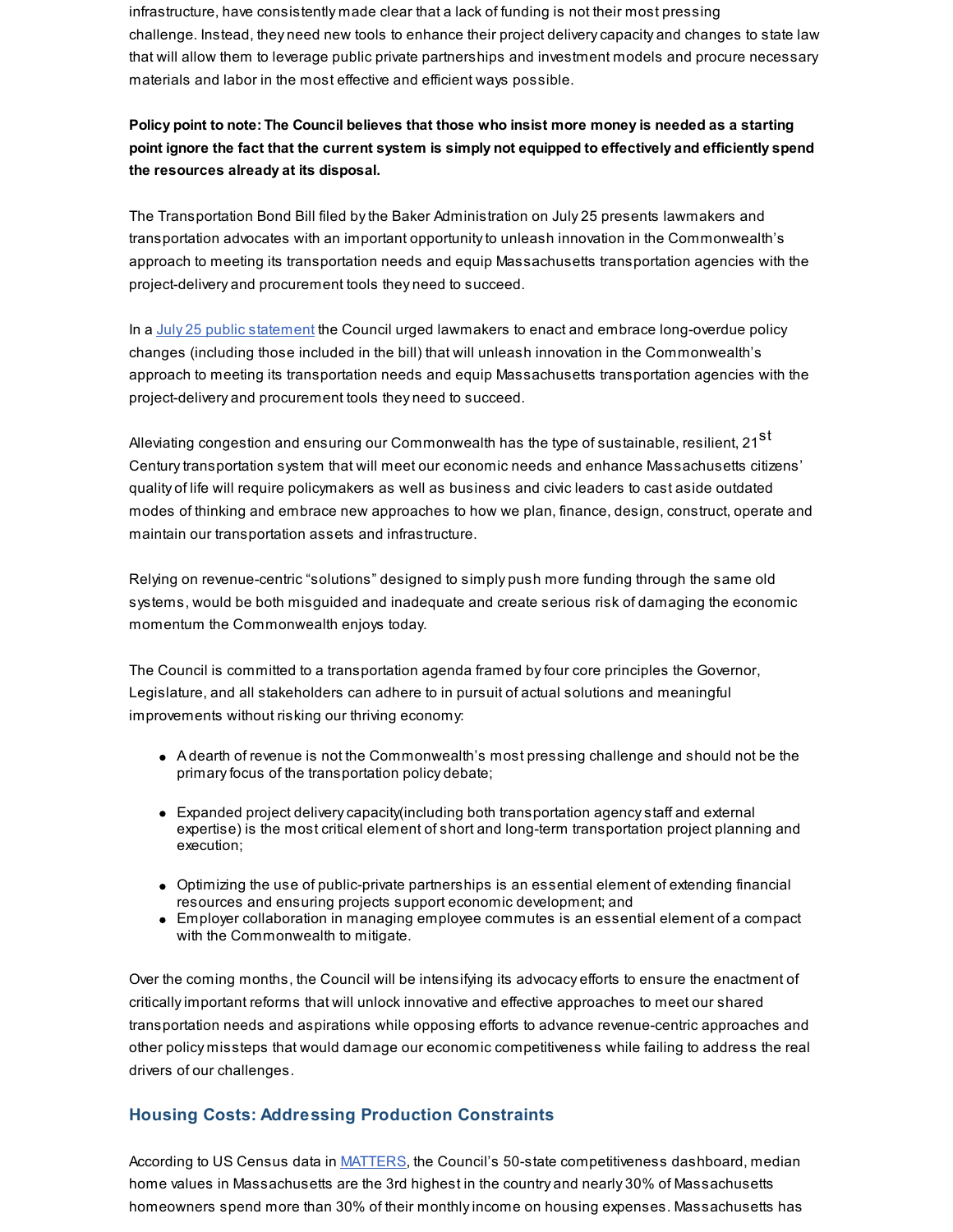infrastructure, have consistently made clear that a lack of funding is not their most pressing challenge. Instead, they need new tools to enhance their project delivery capacity and changes to state law that will allow them to leverage public private partnerships and investment models and procure necessary materials and labor in the most effective and efficient ways possible.

**Policy point to note: The Council believes that those who insist more money is needed as a starting point ignore the fact that the current system is simply not equipped to effectively and efficiently spend the resources already at its disposal.**

The Transportation Bond Bill filed by the Baker Administration on July 25 presents lawmakers and transportation advocates with an important opportunity to unleash innovation in the Commonwealth's approach to meeting its transportation needs and equip Massachusetts transportation agencies with the project-delivery and procurement tools they need to succeed.

In a [July 25 public statement](#) the Council urged lawmakers to enact and embrace long-overdue policy changes (including those included in the bill) that will unleash innovation in the Commonwealth's approach to meeting its transportation needs and equip Massachusetts transportation agencies with the project-delivery and procurement tools they need to succeed.

Alleviating congestion and ensuring our Commonwealth has the type of sustainable, resilient, 21st Century transportation system that will meet our economic needs and enhance Massachusetts citizens' quality of life will require policymakers as well as business and civic leaders to cast aside outdated modes of thinking and embrace new approaches to how we plan, finance, design, construct, operate and maintain our transportation assets and infrastructure.

Relying on revenue-centric "solutions" designed to simply push more funding through the same old systems, would be both misguided and inadequate and create serious risk of damaging the economic momentum the Commonwealth enjoys today.

The Council is committed to a transportation agenda framed by four core principles the Governor, Legislature, and all stakeholders can adhere to in pursuit of actual solutions and meaningful improvements without risking our thriving economy:

- A dearth of revenue is not the Commonwealth's most pressing challenge and should not be the primary focus of the transportation policy debate;
- Expanded project delivery capacity(including both transportation agency staff and external expertise) is the most critical element of short and long-term transportation project planning and execution;
- Optimizing the use of public-private partnerships is an essential element of extending financial resources and ensuring projects support economic development; and
- Employer collaboration in managing employee commutes is an essential element of a compact with the Commonwealth to mitigate.

Over the coming months, the Council will be intensifying its advocacy efforts to ensure the enactment of critically important reforms that will unlock innovative and effective approaches to meet our shared transportation needs and aspirations while opposing efforts to advance revenue-centric approaches and other policy missteps that would damage our economic competitiveness while failing to address the real drivers of our challenges.

### Housing Costs: Addressing Production Constraints

According to US Census data in [MATTERS](#), the Council's 50-state competitiveness dashboard, median home values in Massachusetts are the 3rd highest in the country and nearly 30% of Massachusetts homeowners spend more than 30% of their monthly income on housing expenses. Massachusetts has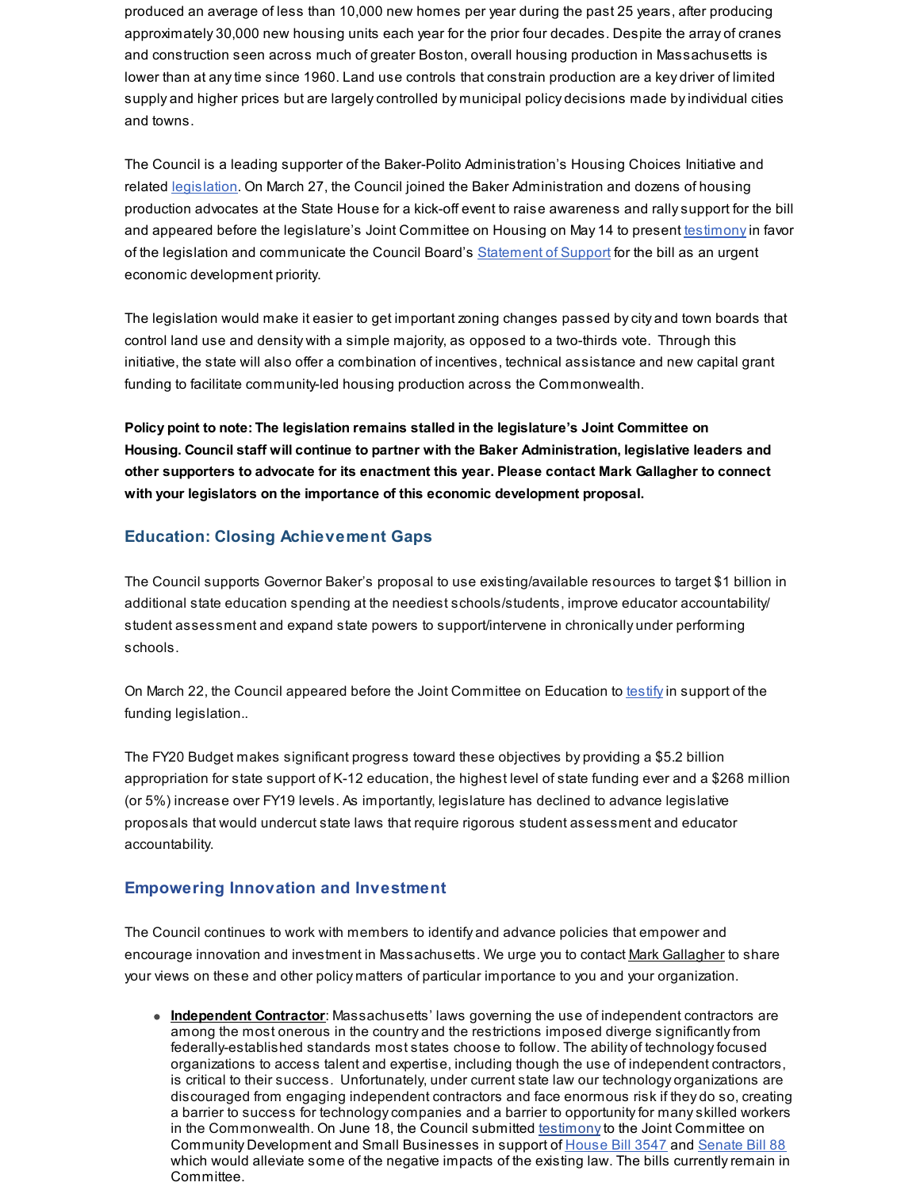produced an average of less than 10,000 new homes per year during the past 25 years, after producing approximately 30,000 new housing units each year for the prior four decades. Despite the array of cranes and construction seen across much of greater Boston, overall housing production in Massachusetts is lower than at any time since 1960. Land use controls that constrain production are a key driver of limited supply and higher prices but are largely controlled by municipal policy decisions made by individual cities and towns.

The Council is a leading supporter of the Baker-Polito Administration's Housing Choices Initiative and related legislation. On March 27, the Council joined the Baker Administration and dozens of housing production advocates at the State House for a kick-off event to raise awareness and rally support for the bill and appeared before the legislature's Joint Committee on Housing on May 14 to present testimony in favor of the legislation and communicate the Council Board's Statement of Support for the bill as an urgent economic development priority.

The legislation would make it easier to get important zoning changes passed by city and town boards that control land use and density with a simple majority, as opposed to a two-thirds vote. Through this initiative, the state will also offer a combination of incentives, technical assistance and new capital grant funding to facilitate community-led housing production across the Commonwealth.

**Policy point to note: The legislation remains stalled in the legislature's Joint Committee on Housing. Council staff will continue to partner with the Baker Administration, legislative leaders and other supporters to advocate for its enactment this year. Please contact Mark Gallagher to connect with your legislators on the importance of this economic development proposal.**

## Education: Closing Achievement Gaps

The Council supports Governor Baker's proposal to use existing/available resources to target $1 billion in additional state education spending at the neediest schools/students, improve educator accountability/ student assessment and expand state powers to support/intervene in chronically under performing schools.

On March 22, the Council appeared before the Joint Committee on Education to testify in support of the funding legislation..

The FY20 Budget makes significant progress toward these objectives by providing a $5.2 billion appropriation for state support of K-12 education, the highest level of state funding ever and a $268 million (or 5%) increase over FY19 levels. As importantly, legislature has declined to advance legislative proposals that would undercut state laws that require rigorous student assessment and educator accountability.

## Empowering Innovation and Investment

The Council continues to work with members to identify and advance policies that empower and encourage innovation and investment in Massachusetts. We urge you to contact Mark Gallagher to share your views on these and other policy matters of particular importance to you and your organization.

- **Independent Contractor**: Massachusetts' laws governing the use of independent contractors are among the most onerous in the country and the restrictions imposed diverge significantly from federally-established standards most states choose to follow. The ability of technology focused organizations to access talent and expertise, including though the use of independent contractors, is critical to their success. Unfortunately, under current state law our technology organizations are discouraged from engaging independent contractors and face enormous risk if they do so, creating a barrier to success for technology companies and a barrier to opportunity for many skilled workers in the Commonwealth. On June 18, the Council submitted testimony to the Joint Committee on Community Development and Small Businesses in support of House Bill 3547 and Senate Bill 88 which would alleviate some of the negative impacts of the existing law. The bills currently remain in Committee.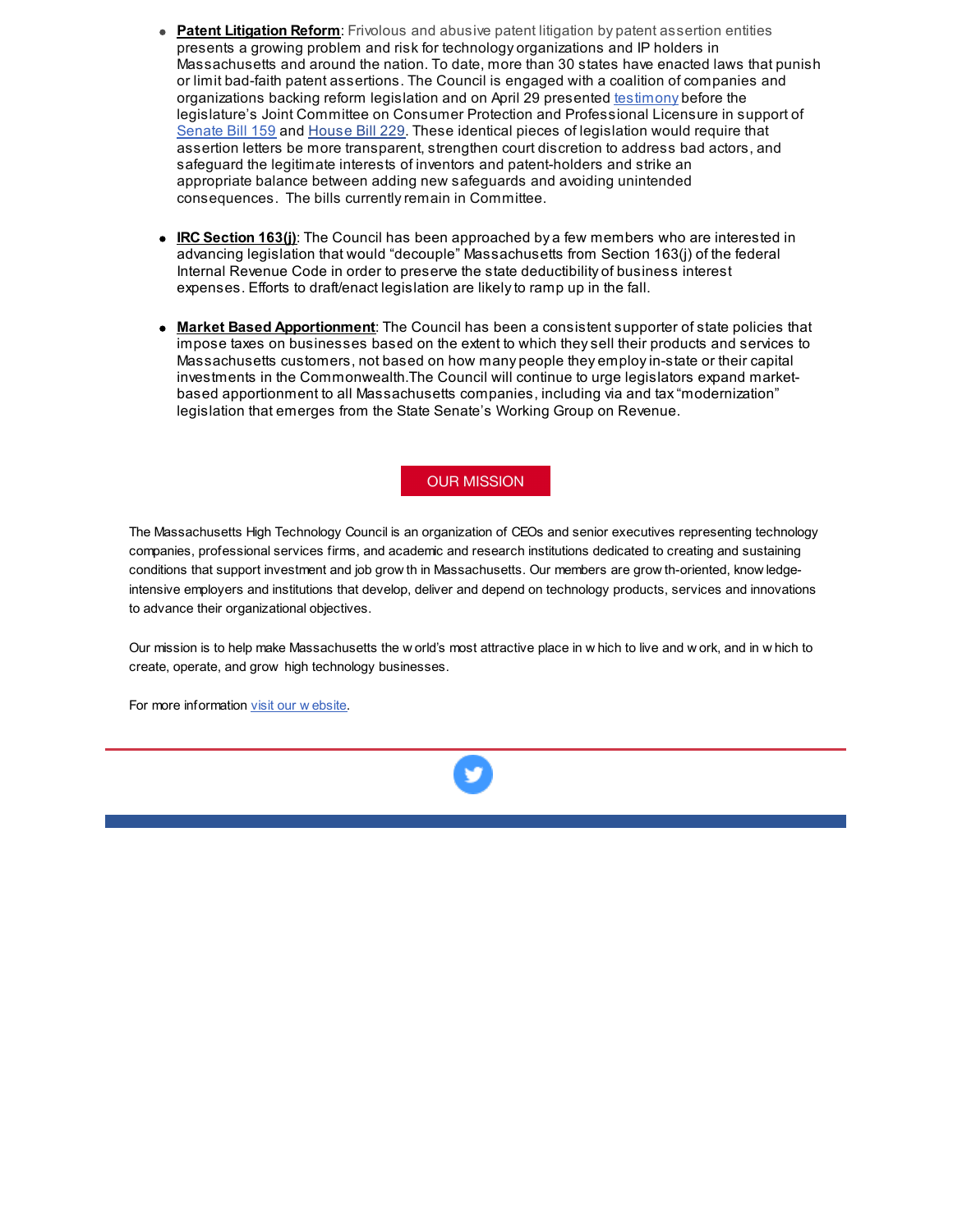- **Patent Litigation Reform**: Frivolous and abusive patent litigation by patent assertion entities presents a growing problem and risk for technology organizations and IP holders in Massachusetts and around the nation. To date, more than 30 states have enacted laws that punish or limit bad-faith patent assertions. The Council is engaged with a coalition of companies and organizations backing reform legislation and on April 29 presented testimony before the legislature's Joint Committee on Consumer Protection and Professional Licensure in support of Senate Bill 159 and House Bill 229. These identical pieces of legislation would require that assertion letters be more transparent, strengthen court discretion to address bad actors, and safeguard the legitimate interests of inventors and patent-holders and strike an appropriate balance between adding new safeguards and avoiding unintended consequences. The bills currently remain in Committee.

- **IRC Section 163(j)**: The Council has been approached by a few members who are interested in advancing legislation that would "decouple" Massachusetts from Section 163(j) of the federal Internal Revenue Code in order to preserve the state deductibility of business interest expenses. Efforts to draft/enact legislation are likely to ramp up in the fall.

- **Market Based Apportionment**: The Council has been a consistent supporter of state policies that impose taxes on businesses based on the extent to which they sell their products and services to Massachusetts customers, not based on how many people they employ in-state or their capital investments in the Commonwealth.The Council will continue to urge legislators expand market-based apportionment to all Massachusetts companies, including via and tax "modernization" legislation that emerges from the State Senate's Working Group on Revenue.

OUR MISSION

The Massachusetts High Technology Council is an organization of CEOs and senior executives representing technology companies, professional services firms, and academic and research institutions dedicated to creating and sustaining conditions that support investment and job growth in Massachusetts. Our members are growth-oriented, knowledge-intensive employers and institutions that develop, deliver and depend on technology products, services and innovations to advance their organizational objectives.

Our mission is to help make Massachusetts the world's most attractive place in which to live and work, and in which to create, operate, and grow high technology businesses.

For more information visit our website.